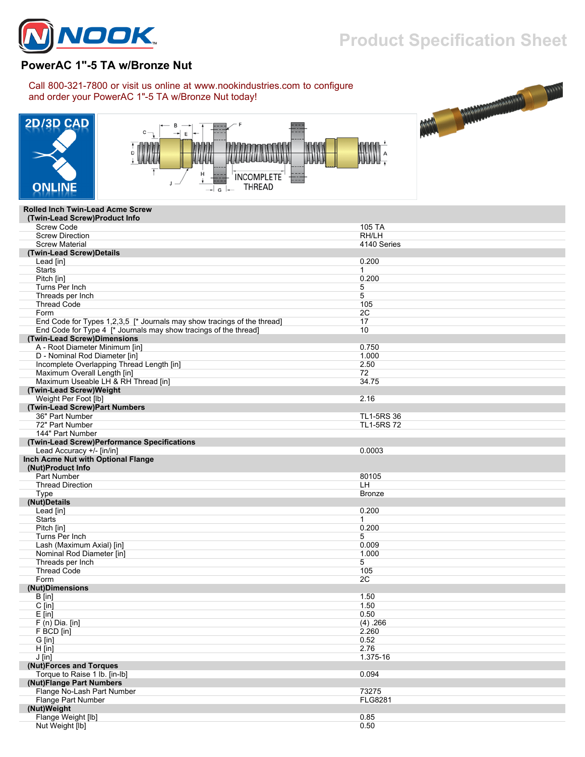# PowerAC 1"-5 TA w/Bronze Nut

Call 800-321-7800 or visit us online at www.nookindustries.com to configure and order your PowerAC 1"-5 TA w/Bronze Nut today!

| Rolled Inch Twin-Lead Acme Screw | |
|---|---|
| **(Twin-Lead Screw)Product Info** | |
| Screw Code | 105 TA |
| Screw Direction | RH/LH |
| Screw Material | 4140 Series |
| **(Twin-Lead Screw)Details** | |
| Lead [in] | 0.200 |
| Starts | 1 |
| Pitch [in] | 0.200 |
| Turns Per Inch | 5 |
| Threads per Inch | 5 |
| Thread Code | 105 |
| Form | 2C |
| End Code for Types 1,2,3,5 [* Journals may show tracings of the thread] | 17 |
| End Code for Type 4 [* Journals may show tracings of the thread] | 10 |
| **(Twin-Lead Screw)Dimensions** | |
| A - Root Diameter Minimum [in] | 0.750 |
| D - Nominal Rod Diameter [in] | 1.000 |
| Incomplete Overlapping Thread Length [in] | 2.50 |
| Maximum Overall Length [in] | 72 |
| Maximum Useable LH & RH Thread [in] | 34.75 |
| **(Twin-Lead Screw)Weight** | |
| Weight Per Foot [lb] | 2.16 |
| **(Twin-Lead Screw)Part Numbers** | |
| 36" Part Number | TL1-5RS 36 |
| 72" Part Number | TL1-5RS 72 |
| 144" Part Number | |
| **(Twin-Lead Screw)Performance Specifications** | |
| Lead Accuracy +/- [in/in] | 0.0003 |
| **Inch Acme Nut with Optional Flange** | |
| **(Nut)Product Info** | |
| Part Number | 80105 |
| Thread Direction | LH |
| Type | Bronze |
| **(Nut)Details** | |
| Lead [in] | 0.200 |
| Starts | 1 |
| Pitch [in] | 0.200 |
| Turns Per Inch | 5 |
| Lash (Maximum Axial) [in] | 0.009 |
| Nominal Rod Diameter [in] | 1.000 |
| Threads per Inch | 5 |
| Thread Code | 105 |
| Form | 2C |
| **(Nut)Dimensions** | |
| B [in] | 1.50 |
| C [in] | 1.50 |
| E [in] | 0.50 |
| F (n) Dia. [in] | (4) .266 |
| F BCD [in] | 2.260 |
| G [in] | 0.52 |
| H [in] | 2.76 |
| J [in] | 1.375-16 |
| **(Nut)Forces and Torques** | |
| Torque to Raise 1 lb. [in-lb] | 0.094 |
| **(Nut)Flange Part Numbers** | |
| Flange No-Lash Part Number | 73275 |
| Flange Part Number | FLG8281 |
| **(Nut)Weight** | |
| Flange Weight [lb] | 0.85 |
| Nut Weight [lb] | 0.50 |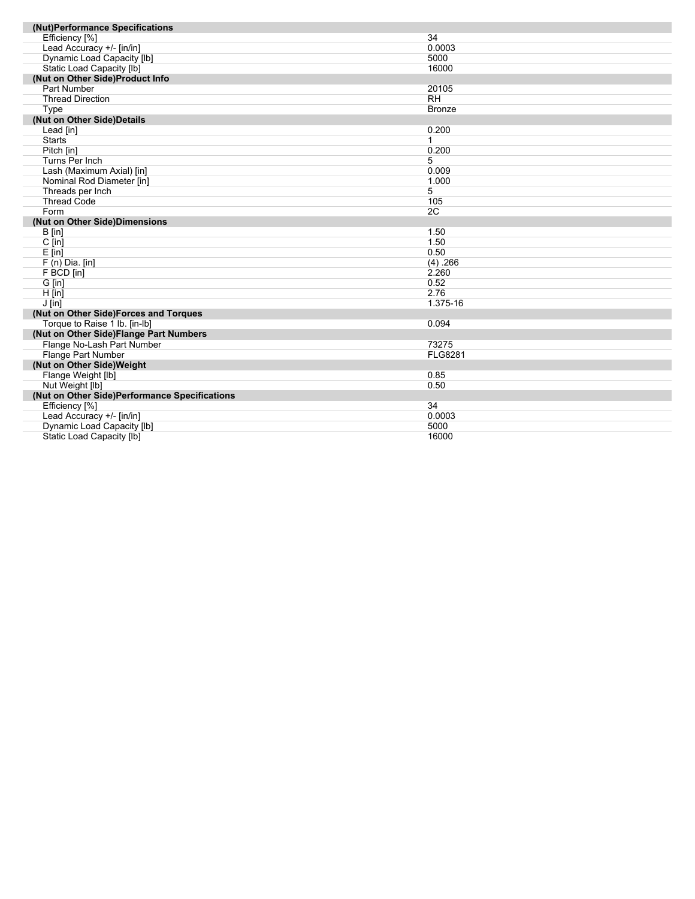| | |
|---|---|
| **(Nut)Performance Specifications** | |
| Efficiency [%] | 34 |
| Lead Accuracy +/- [in/in] | 0.0003 |
| Dynamic Load Capacity [lb] | 5000 |
| Static Load Capacity [lb] | 16000 |
| **(Nut on Other Side)Product Info** | |
| Part Number | 20105 |
| Thread Direction | RH |
| Type | Bronze |
| **(Nut on Other Side)Details** | |
| Lead [in] | 0.200 |
| Starts | 1 |
| Pitch [in] | 0.200 |
| Turns Per Inch | 5 |
| Lash (Maximum Axial) [in] | 0.009 |
| Nominal Rod Diameter [in] | 1.000 |
| Threads per Inch | 5 |
| Thread Code | 105 |
| Form | 2C |
| **(Nut on Other Side)Dimensions** | |
| B [in] | 1.50 |
| C [in] | 1.50 |
| E [in] | 0.50 |
| F (n) Dia. [in] | (4) .266 |
| F BCD [in] | 2.260 |
| G [in] | 0.52 |
| H [in] | 2.76 |
| J [in] | 1.375-16 |
| **(Nut on Other Side)Forces and Torques** | |
| Torque to Raise 1 lb. [in-lb] | 0.094 |
| **(Nut on Other Side)Flange Part Numbers** | |
| Flange No-Lash Part Number | 73275 |
| Flange Part Number | FLG8281 |
| **(Nut on Other Side)Weight** | |
| Flange Weight [lb] | 0.85 |
| Nut Weight [lb] | 0.50 |
| **(Nut on Other Side)Performance Specifications** | |
| Efficiency [%] | 34 |
| Lead Accuracy +/- [in/in] | 0.0003 |
| Dynamic Load Capacity [lb] | 5000 |
| Static Load Capacity [lb] | 16000 |